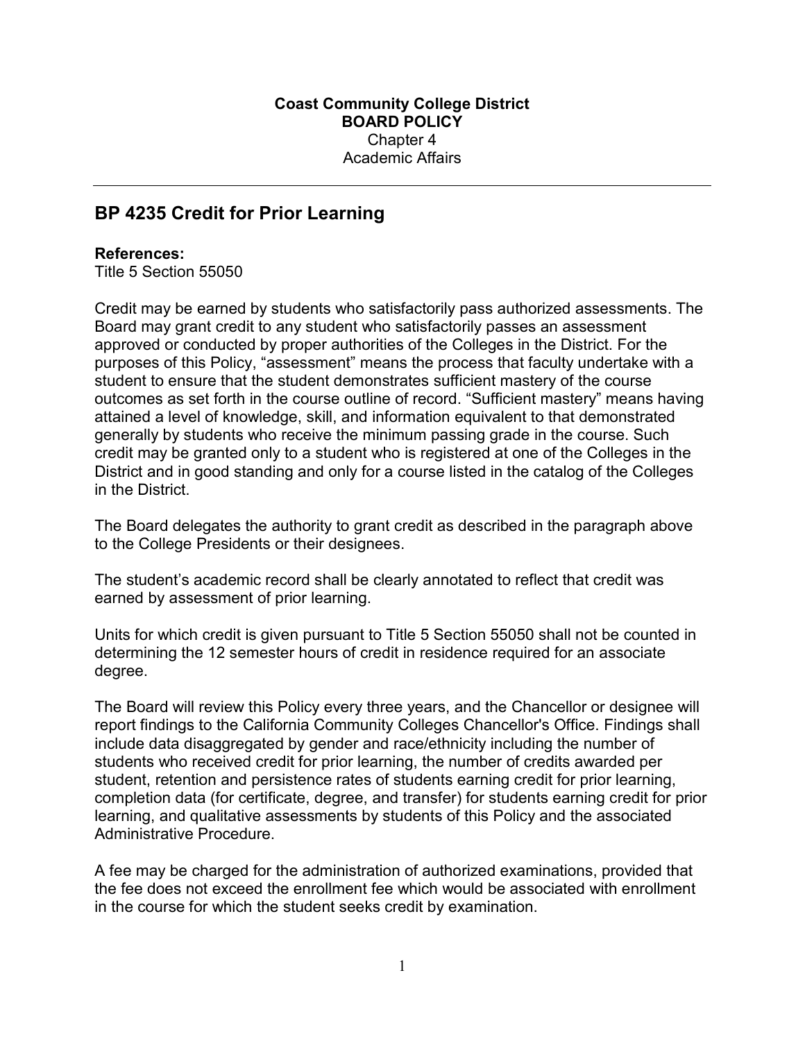**Coast Community College District**
**BOARD POLICY**
Chapter 4
Academic Affairs

---

## BP 4235 Credit for Prior Learning

**References:**
Title 5 Section 55050

Credit may be earned by students who satisfactorily pass authorized assessments. The Board may grant credit to any student who satisfactorily passes an assessment approved or conducted by proper authorities of the Colleges in the District. For the purposes of this Policy, "assessment" means the process that faculty undertake with a student to ensure that the student demonstrates sufficient mastery of the course outcomes as set forth in the course outline of record. "Sufficient mastery" means having attained a level of knowledge, skill, and information equivalent to that demonstrated generally by students who receive the minimum passing grade in the course. Such credit may be granted only to a student who is registered at one of the Colleges in the District and in good standing and only for a course listed in the catalog of the Colleges in the District.

The Board delegates the authority to grant credit as described in the paragraph above to the College Presidents or their designees.

The student's academic record shall be clearly annotated to reflect that credit was earned by assessment of prior learning.

Units for which credit is given pursuant to Title 5 Section 55050 shall not be counted in determining the 12 semester hours of credit in residence required for an associate degree.

The Board will review this Policy every three years, and the Chancellor or designee will report findings to the California Community Colleges Chancellor's Office. Findings shall include data disaggregated by gender and race/ethnicity including the number of students who received credit for prior learning, the number of credits awarded per student, retention and persistence rates of students earning credit for prior learning, completion data (for certificate, degree, and transfer) for students earning credit for prior learning, and qualitative assessments by students of this Policy and the associated Administrative Procedure.

A fee may be charged for the administration of authorized examinations, provided that the fee does not exceed the enrollment fee which would be associated with enrollment in the course for which the student seeks credit by examination.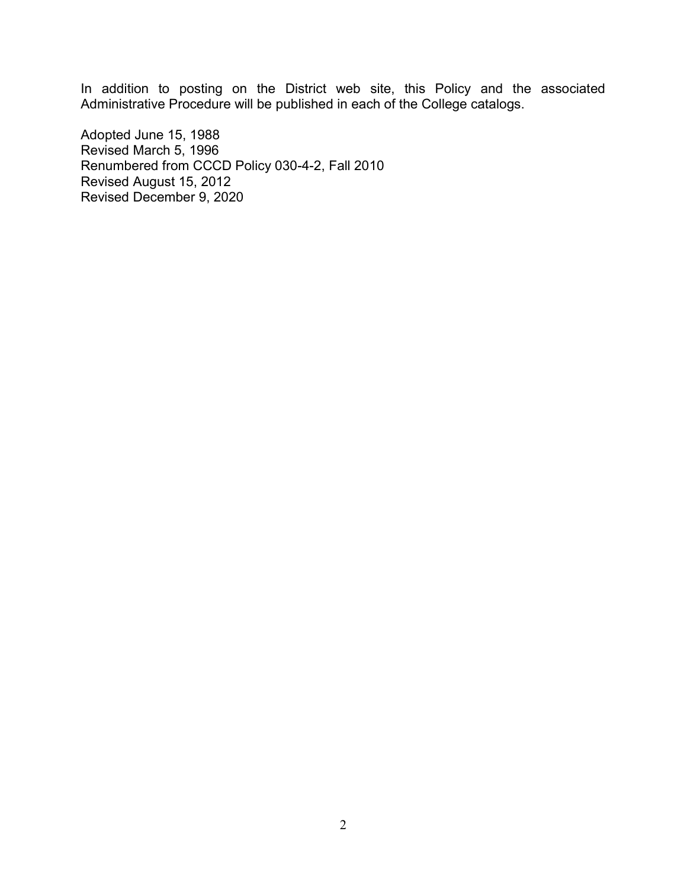In addition to posting on the District web site, this Policy and the associated Administrative Procedure will be published in each of the College catalogs.

Adopted June 15, 1988
Revised March 5, 1996
Renumbered from CCCD Policy 030-4-2, Fall 2010
Revised August 15, 2012
Revised December 9, 2020